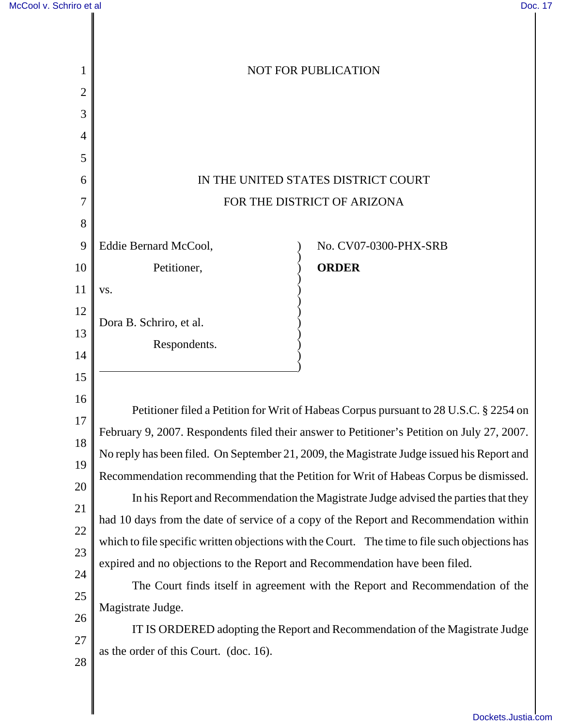NOT FOR PUBLICATION

IN THE UNITED STATES DISTRICT COURT
FOR THE DISTRICT OF ARIZONA

Eddie Bernard McCool,

Petitioner,

vs.

Dora B. Schriro, et al.

Respondents.

No. CV07-0300-PHX-SRB

**ORDER**

Petitioner filed a Petition for Writ of Habeas Corpus pursuant to 28 U.S.C. § 2254 on February 9, 2007. Respondents filed their answer to Petitioner's Petition on July 27, 2007. No reply has been filed. On September 21, 2009, the Magistrate Judge issued his Report and Recommendation recommending that the Petition for Writ of Habeas Corpus be dismissed.

In his Report and Recommendation the Magistrate Judge advised the parties that they had 10 days from the date of service of a copy of the Report and Recommendation within which to file specific written objections with the Court. The time to file such objections has expired and no objections to the Report and Recommendation have been filed.

The Court finds itself in agreement with the Report and Recommendation of the Magistrate Judge.

IT IS ORDERED adopting the Report and Recommendation of the Magistrate Judge as the order of this Court. (doc. 16).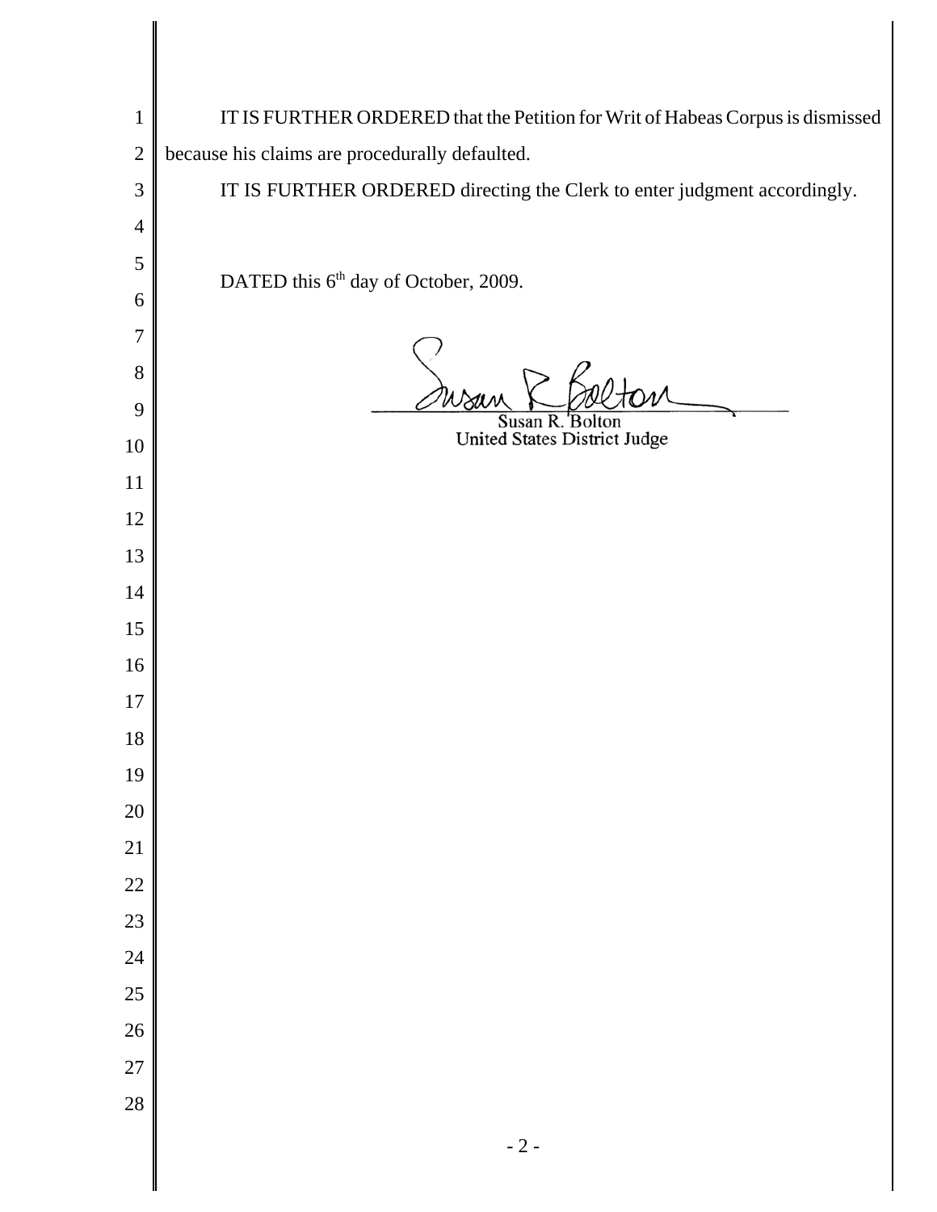IT IS FURTHER ORDERED that the Petition for Writ of Habeas Corpus is dismissed because his claims are procedurally defaulted.

IT IS FURTHER ORDERED directing the Clerk to enter judgment accordingly.

DATED this 6th day of October, 2009.

Susan R. Bolton
United States District Judge